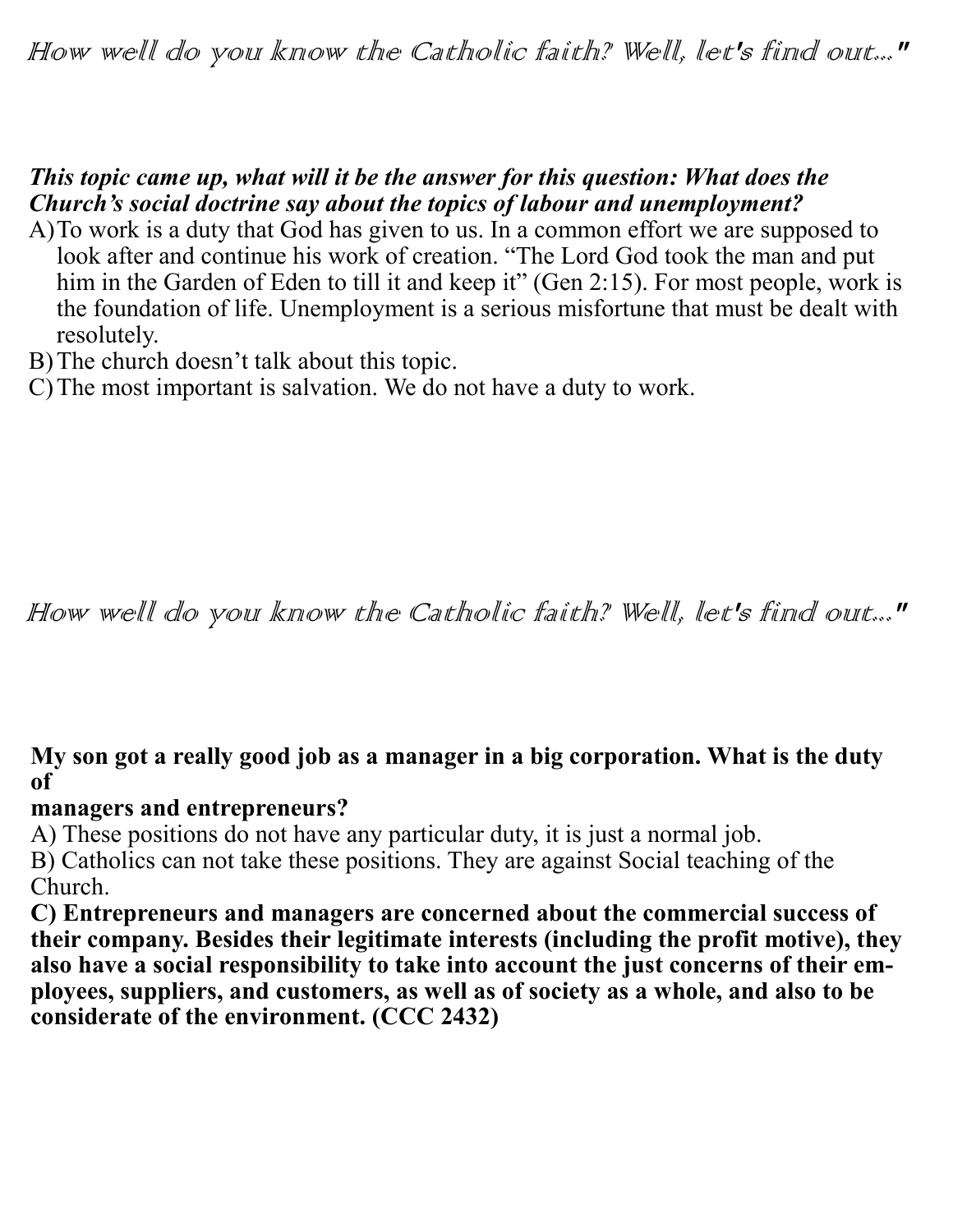*How well do you know the Catholic faith? Well, let's find out..."*

***This topic came up, what will it be the answer for this question: What does the Church's social doctrine say about the topics of labour and unemployment?***

A) To work is a duty that God has given to us. In a common effort we are supposed to look after and continue his work of creation. "The Lord God took the man and put him in the Garden of Eden to till it and keep it" (Gen 2:15). For most people, work is the foundation of life. Unemployment is a serious misfortune that must be dealt with resolutely.

B) The church doesn't talk about this topic.

C) The most important is salvation. We do not have a duty to work.

*How well do you know the Catholic faith? Well, let's find out..."*

**My son got a really good job as a manager in a big corporation. What is the duty of managers and entrepreneurs?**

A) These positions do not have any particular duty, it is just a normal job.

B) Catholics can not take these positions. They are against Social teaching of the Church.

**C) Entrepreneurs and managers are concerned about the commercial success of their company. Besides their legitimate interests (including the profit motive), they also have a social responsibility to take into account the just concerns of their employees, suppliers, and customers, as well as of society as a whole, and also to be considerate of the environment. (CCC 2432)**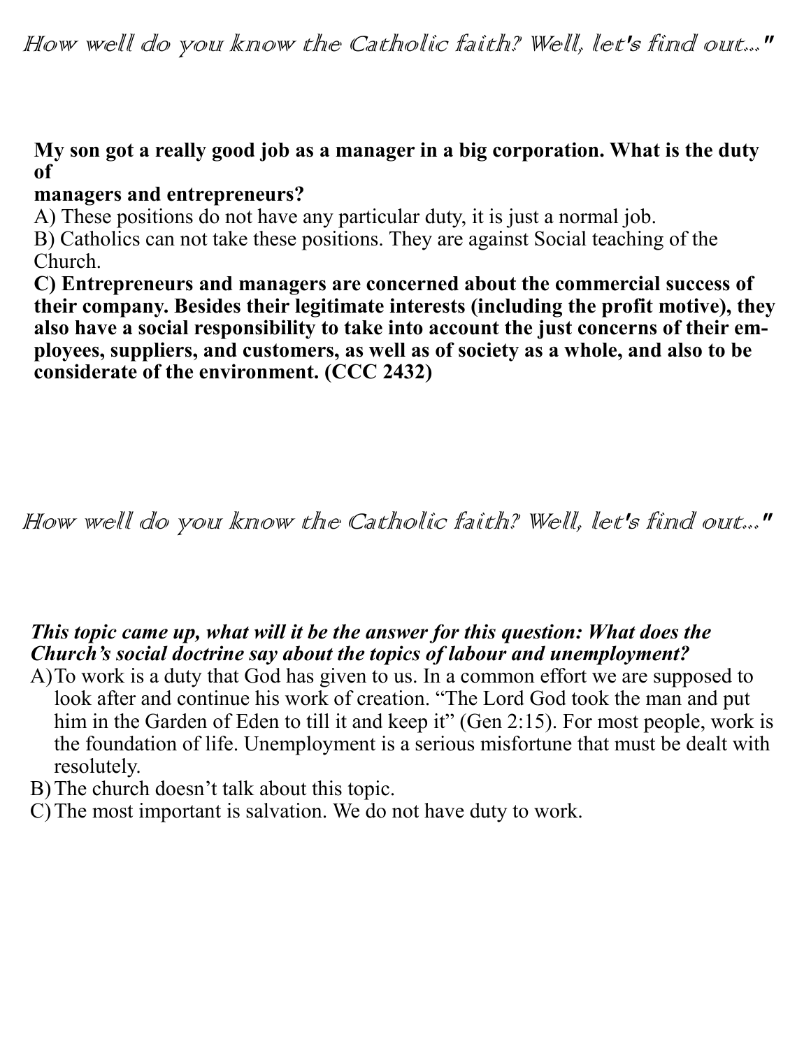How well do you know the Catholic faith? Well, let's find out..."

**My son got a really good job as a manager in a big corporation. What is the duty of managers and entrepreneurs?**

A) These positions do not have any particular duty, it is just a normal job.

B) Catholics can not take these positions. They are against Social teaching of the Church.

**C) Entrepreneurs and managers are concerned about the commercial success of their company. Besides their legitimate interests (including the profit motive), they also have a social responsibility to take into account the just concerns of their employees, suppliers, and customers, as well as of society as a whole, and also to be considerate of the environment. (CCC 2432)**

How well do you know the Catholic faith? Well, let's find out..."

***This topic came up, what will it be the answer for this question: What does the Church's social doctrine say about the topics of labour and unemployment?***

A) To work is a duty that God has given to us. In a common effort we are supposed to look after and continue his work of creation. "The Lord God took the man and put him in the Garden of Eden to till it and keep it" (Gen 2:15). For most people, work is the foundation of life. Unemployment is a serious misfortune that must be dealt with resolutely.

B) The church doesn't talk about this topic.

C) The most important is salvation. We do not have duty to work.